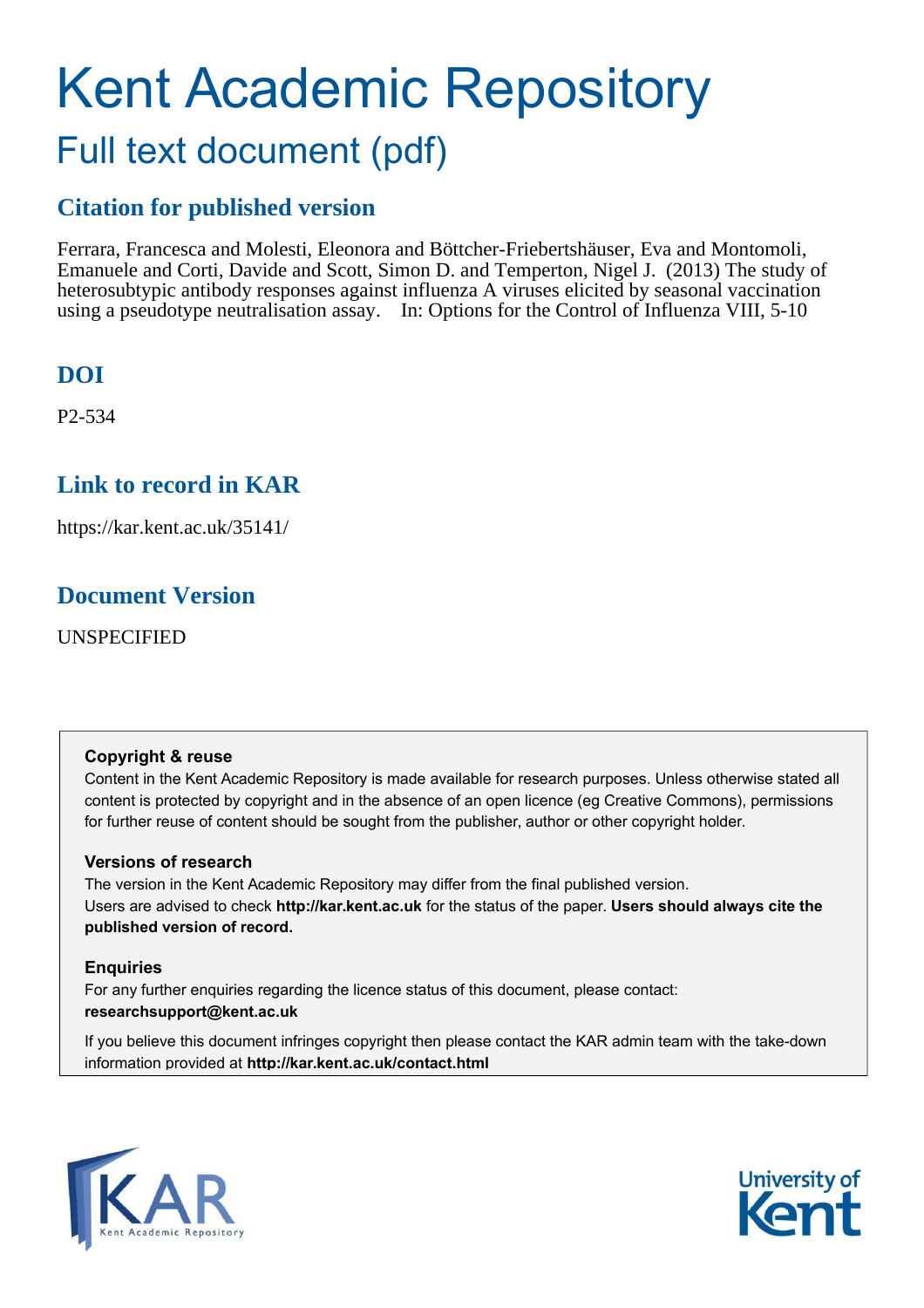# Kent Academic Repository

## Full text document (pdf)

### Citation for published version

Ferrara, Francesca and Molesti, Eleonora and Böttcher-Friebertshäuser, Eva and Montomoli, Emanuele and Corti, Davide and Scott, Simon D. and Temperton, Nigel J. (2013) The study of heterosubtypic antibody responses against influenza A viruses elicited by seasonal vaccination using a pseudotype neutralisation assay. In: Options for the Control of Influenza VIII, 5-10

### DOI

P2-534

### Link to record in KAR

https://kar.kent.ac.uk/35141/

### Document Version

UNSPECIFIED

**Copyright & reuse**

Content in the Kent Academic Repository is made available for research purposes. Unless otherwise stated all content is protected by copyright and in the absence of an open licence (eg Creative Commons), permissions for further reuse of content should be sought from the publisher, author or other copyright holder.

**Versions of research**

The version in the Kent Academic Repository may differ from the final published version. Users are advised to check **http://kar.kent.ac.uk** for the status of the paper. **Users should always cite the published version of record.**

**Enquiries**

For any further enquiries regarding the licence status of this document, please contact: **researchsupport@kent.ac.uk**

If you believe this document infringes copyright then please contact the KAR admin team with the take-down information provided at **http://kar.kent.ac.uk/contact.html**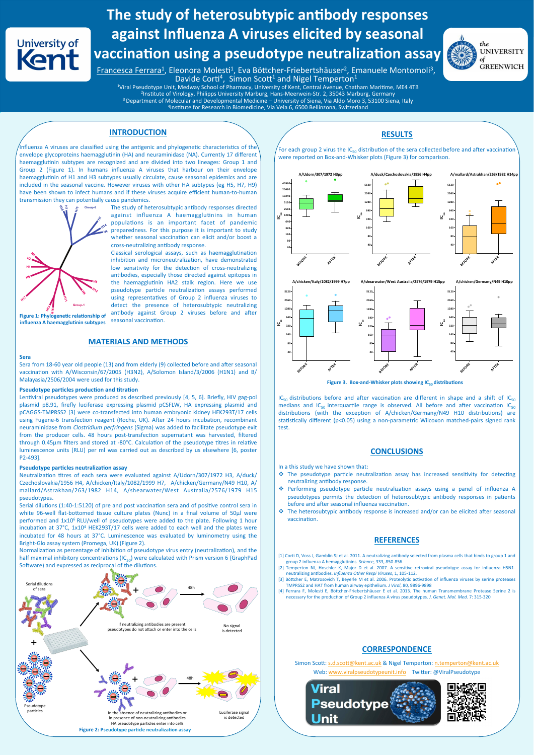# The study of heterosubtypic antibody responses against Influenza A viruses elicited by seasonal vaccination using a pseudotype neutralization assay

University of Kent

the UNIVERSITY of GREENWICH

Francesca Ferrara[1], Eleonora Molesti[1], Eva Böttcher-Friebertshäuser[2], Emanuele Montomoli[3], Davide Corti[4], Simon Scott[1] and Nigel Temperton[1]

[1]Viral Pseudotype Unit, Medway School of Pharmacy, University of Kent, Central Avenue, Chatham Maritime, ME4 4TB
[2]Institute of Virology, Philipps University Marburg, Hans-Meerwein-Str. 2, 35043 Marburg, Germany
[3]Department of Molecular and Developmental Medicine – University of Siena, Via Aldo Moro 3, 53100 Siena, Italy
[4]Institute for Research in Biomedicine, Via Vela 6, 6500 Bellinzona, Switzerland

## INTRODUCTION

Influenza A viruses are classified using the antigenic and phylogenetic characteristics of the envelope glycoproteins haemagglutinin (HA) and neuraminidase (NA). Currently 17 different haemagglutinin subtypes are recognized and are divided into two lineages: Group 1 and Group 2 (Figure 1). In humans influenza A viruses that harbour on their envelope haemagglutinin of H1 and H3 subtypes usually circulate, cause seasonal epidemics and are included in the seasonal vaccine. However viruses with other HA subtypes (eg H5, H7, H9) have been shown to infect humans and if these viruses acquire efficient human-to-human transmission they can potentially cause pandemics.

The study of heterosubtypic antibody responses directed against influenza A haemagglutinins in human populations is an important facet of pandemic preparedness. For this purpose it is important to study whether seasonal vaccination can elicit and/or boost a cross-neutralizing antibody response.

Classical serological assays, such as haemagglutination inhibition and microneutralization, have demonstrated low sensitivity for the detection of cross-neutralizing antibodies, especially those directed against epitopes in the haemagglutinin HA2 stalk region. Here we use pseudotype particle neutralization assays performed using representatives of Group 2 influenza viruses to detect the presence of heterosubtypic neutralizing antibody against Group 2 viruses before and after seasonal vaccination.

Group-2
H15 H7 H10 H3 H14 H4
H9 H2 H1 H6 H17 H13 H16 H8 H12 H11 H5
Group-1

**Figure 1: Phylogenetic relationship of influenza A haemagglutinin subtypes**

## MATERIALS AND METHODS

### Sera

Sera from 18-60 year old people (13) and from elderly (9) collected before and after seasonal vaccination with A/Wisconsin/67/2005 (H3N2), A/Solomon Island/3/2006 (H1N1) and B/ Malayasia/2506/2004 were used for this study.

### Pseudotype particles production and titration

Lentiviral pseudotypes were produced as described previously [4, 5, 6]. Briefly, HIV gag-pol plasmid p8.91, firefly luciferase expressing plasmid pCSFLW, HA expressing plasmid and pCAGGS-TMPRSS2 [3] were co-transfected into human embryonic kidney HEK293T/17 cells using Fugene-6 transfection reagent (Roche, UK). After 24 hours incubation, recombinant neuraminidase from *Clostridium perfringens* (Sigma) was added to facilitate pseudotype exit from the producer cells. 48 hours post-transfection supernatant was harvested, filtered through 0.45μm filters and stored at -80°C. Calculation of the pseudotype titres in relative luminescence units (RLU) per ml was carried out as described by us elsewhere [6, poster P2-493].

### Pseudotype particles neutralization assay

Neutralization titres of each sera were evaluated against A/Udorn/307/1972 H3, A/duck/ Czechoslovakia/1956 H4, A/chicken/Italy/1082/1999 H7, A/chicken/Germany/N49 H10, A/ mallard/Astrakhan/263/1982 H14, A/shearwater/West Australia/2576/1979 H15 pseudotypes.

Serial dilutions (1:40-1:5120) of pre and post vaccination sera and of positive control sera in white 96-well flat-bottomed tissue culture plates (Nunc) in a final volume of 50μl were performed and $1x10^6$ RLU/well of pseudotypes were added to the plate. Following 1 hour incubation at 37°C, $1x10^4$ HEK293T/17 cells were added to each well and the plates were incubated for 48 hours at 37°C. Luminescence was evaluated by luminometry using the Bright-Glo assay system (Promega, UK) (Figure 2).

Normalization as percentage of inhibition of pseudotype virus entry (neutralization), and the half maximal inhibitory concentrations ($IC_{50}$) were calculated with Prism version 6 (GraphPad Software) and expressed as reciprocal of the dilutions.

Serial dilutions of sera
+
Pseudotype particles
48h
If neutralizing antibodies are present pseudotypes do not attach or enter into the cells
No signal is detected
48h
In the absence of neutralizing antibodies or in presence of non-neutralizing antibodies HA pseudotype particles enter into cells
Luciferase signal is detected

**Figure 2: Pseudotype particle neutralization assay**

## RESULTS

For each group 2 virus the $IC_{50}$ distribution of the sera collected before and after vaccination were reported on Box-and-Whisker plots (Figure 3) for comparison.

A/Udorn/307/1972 H3pp
A/duck/Czechoslovakia/1956 H4pp
A/mallard/Astrakhan/263/1982 H14pp
A/chicken/Italy/1082/1999 H7pp
A/shearwater/West Australia/2576/1979 H15pp
A/chicken/Germany/N49 H10pp
$IC_{50}$
BEFORE AFTER

**Figure 3. Box-and-Whisker plots showing $IC_{50}$ distributions**

$IC_{50}$ distributions before and after vaccination are different in shape and a shift of $IC_{50}$ medians and $IC_{50}$ interquartile range is observed. All before and after vaccination $IC_{50}$ distributions (with the exception of A/chicken/Germany/N49 H10 distributions) are statistically different ($p<0.05$) using a non-parametric Wilcoxon matched-pairs signed rank test.

## CONCLUSIONS

In a this study we have shown that:

- The pseudotype particle neutralization assay has increased sensitivity for detecting neutralizing antibody response.
- Performing pseudotype particle neutralization assays using a panel of influenza A pseudotypes permits the detection of heterosubtypic antibody responses in patients before and after seasonal influenza vaccination.
- The heterosubtypic antibody response is increased and/or can be elicited after seasonal vaccination.

## REFERENCES

[1] Corti D, Voss J, Gamblin SJ et al. 2011. A neutralizing antibody selected from plasma cells that binds to group 1 and group 2 influenza A hemagglutinins. *Science*, 333, 850-856.
[2] Temperton NJ, Hoschler K, Major D et al. 2007. A sensitive retroviral pseudotype assay for influenza H5N1-neutralizing antibodies. *Influenza Other Respi Viruses*, 1, 105-112.
[3] Böttcher E, Matrosovich T, Beyerle M et al. 2006. Proteolytic activation of influenza viruses by serine proteases TMPRSS2 and HAT from human airway epithelium. *J Virol*, 80, 9896-9898
[4] Ferrara F, Molesti E, Böttcher-Friebertshäuser E et al. 2013. The human Transmembrane Protease Serine 2 is necessary for the production of Group 2 influenza A virus pseudotypes. *J. Genet. Mol. Med.* 7: 315-320

## CORRESPONDENCE

Simon Scott: s.d.scott@kent.ac.uk & Nigel Temperton: n.temperton@kent.ac.uk
Web: www.viralpseudotypeunit.info Twitter: @ViralPseudotype

Viral Pseudotype Unit